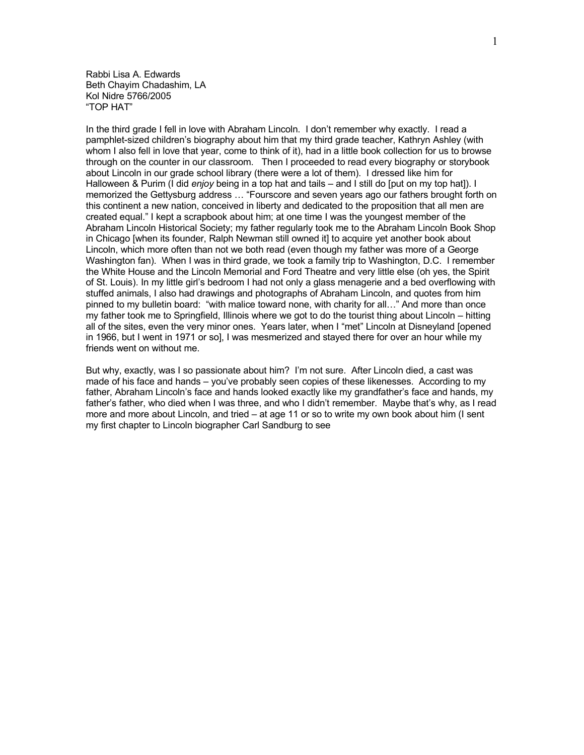Rabbi Lisa A. Edwards
Beth Chayim Chadashim, LA
Kol Nidre 5766/2005
"TOP HAT"

In the third grade I fell in love with Abraham Lincoln. I don't remember why exactly. I read a pamphlet-sized children's biography about him that my third grade teacher, Kathryn Ashley (with whom I also fell in love that year, come to think of it), had in a little book collection for us to browse through on the counter in our classroom. Then I proceeded to read every biography or storybook about Lincoln in our grade school library (there were a lot of them). I dressed like him for Halloween & Purim (I did *enjoy* being in a top hat and tails – and I still do [put on my top hat]). I memorized the Gettysburg address … "Fourscore and seven years ago our fathers brought forth on this continent a new nation, conceived in liberty and dedicated to the proposition that all men are created equal." I kept a scrapbook about him; at one time I was the youngest member of the Abraham Lincoln Historical Society; my father regularly took me to the Abraham Lincoln Book Shop in Chicago [when its founder, Ralph Newman still owned it] to acquire yet another book about Lincoln, which more often than not we both read (even though my father was more of a George Washington fan). When I was in third grade, we took a family trip to Washington, D.C. I remember the White House and the Lincoln Memorial and Ford Theatre and very little else (oh yes, the Spirit of St. Louis). In my little girl's bedroom I had not only a glass menagerie and a bed overflowing with stuffed animals, I also had drawings and photographs of Abraham Lincoln, and quotes from him pinned to my bulletin board: "with malice toward none, with charity for all…" And more than once my father took me to Springfield, Illinois where we got to do the tourist thing about Lincoln – hitting all of the sites, even the very minor ones. Years later, when I "met" Lincoln at Disneyland [opened in 1966, but I went in 1971 or so], I was mesmerized and stayed there for over an hour while my friends went on without me.

But why, exactly, was I so passionate about him? I'm not sure. After Lincoln died, a cast was made of his face and hands – you've probably seen copies of these likenesses. According to my father, Abraham Lincoln's face and hands looked exactly like my grandfather's face and hands, my father's father, who died when I was three, and who I didn't remember. Maybe that's why, as I read more and more about Lincoln, and tried – at age 11 or so to write my own book about him (I sent my first chapter to Lincoln biographer Carl Sandburg to see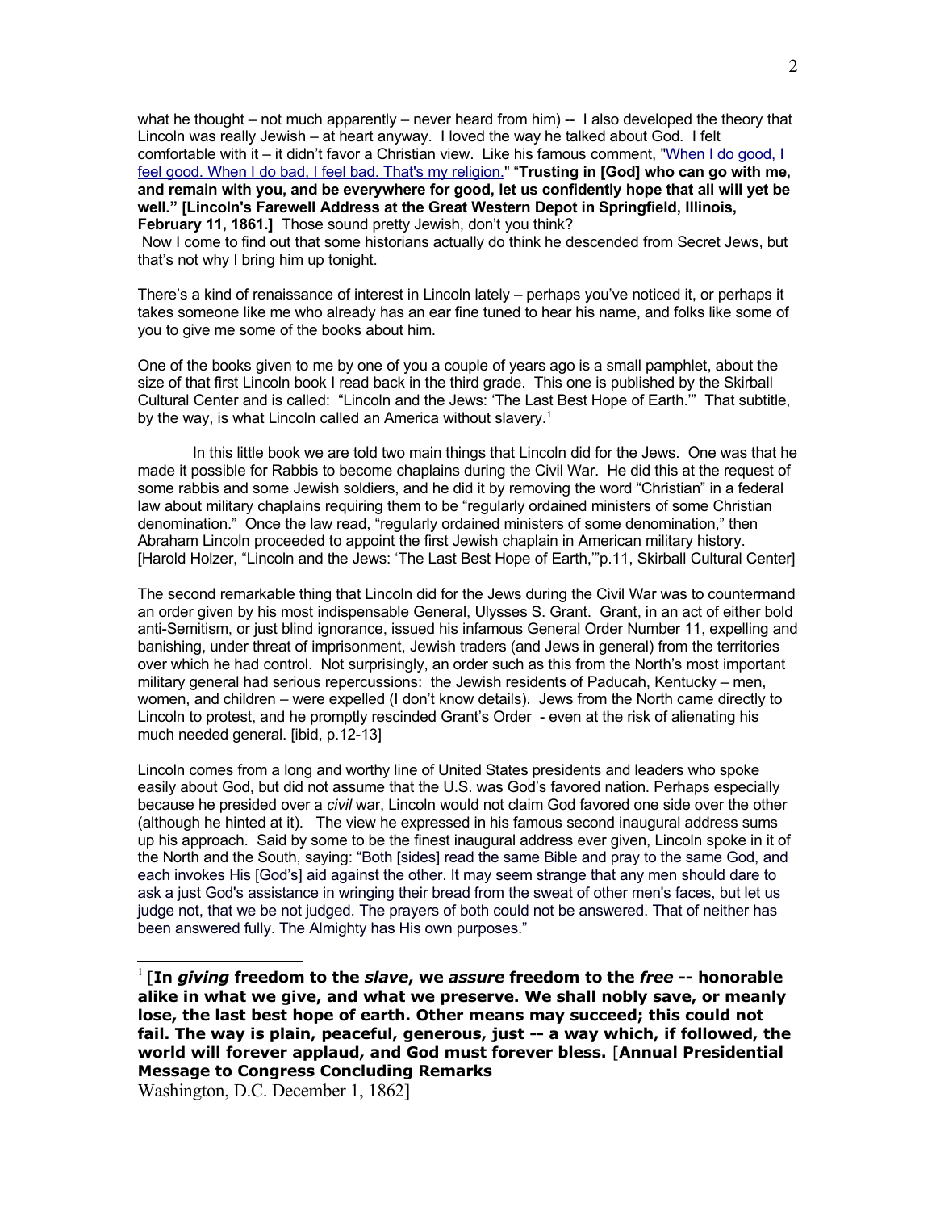what he thought – not much apparently – never heard from him) -- I also developed the theory that Lincoln was really Jewish – at heart anyway. I loved the way he talked about God. I felt comfortable with it – it didn't favor a Christian view. Like his famous comment, "When I do good, I feel good. When I do bad, I feel bad. That's my religion." "**Trusting in [God] who can go with me, and remain with you, and be everywhere for good, let us confidently hope that all will yet be well." [Lincoln's Farewell Address at the Great Western Depot in Springfield, Illinois, February 11, 1861.]** Those sound pretty Jewish, don't you think?

Now I come to find out that some historians actually do think he descended from Secret Jews, but that's not why I bring him up tonight.

There's a kind of renaissance of interest in Lincoln lately – perhaps you've noticed it, or perhaps it takes someone like me who already has an ear fine tuned to hear his name, and folks like some of you to give me some of the books about him.

One of the books given to me by one of you a couple of years ago is a small pamphlet, about the size of that first Lincoln book I read back in the third grade. This one is published by the Skirball Cultural Center and is called: "Lincoln and the Jews: 'The Last Best Hope of Earth.'" That subtitle, by the way, is what Lincoln called an America without slavery.[1]

In this little book we are told two main things that Lincoln did for the Jews. One was that he made it possible for Rabbis to become chaplains during the Civil War. He did this at the request of some rabbis and some Jewish soldiers, and he did it by removing the word "Christian" in a federal law about military chaplains requiring them to be "regularly ordained ministers of some Christian denomination." Once the law read, "regularly ordained ministers of some denomination," then Abraham Lincoln proceeded to appoint the first Jewish chaplain in American military history. [Harold Holzer, "Lincoln and the Jews: 'The Last Best Hope of Earth,'"p.11, Skirball Cultural Center]

The second remarkable thing that Lincoln did for the Jews during the Civil War was to countermand an order given by his most indispensable General, Ulysses S. Grant. Grant, in an act of either bold anti-Semitism, or just blind ignorance, issued his infamous General Order Number 11, expelling and banishing, under threat of imprisonment, Jewish traders (and Jews in general) from the territories over which he had control. Not surprisingly, an order such as this from the North's most important military general had serious repercussions: the Jewish residents of Paducah, Kentucky – men, women, and children – were expelled (I don't know details). Jews from the North came directly to Lincoln to protest, and he promptly rescinded Grant's Order - even at the risk of alienating his much needed general. [ibid, p.12-13]

Lincoln comes from a long and worthy line of United States presidents and leaders who spoke easily about God, but did not assume that the U.S. was God's favored nation. Perhaps especially because he presided over a *civil* war, Lincoln would not claim God favored one side over the other (although he hinted at it). The view he expressed in his famous second inaugural address sums up his approach. Said by some to be the finest inaugural address ever given, Lincoln spoke in it of the North and the South, saying: "Both [sides] read the same Bible and pray to the same God, and each invokes His [God's] aid against the other. It may seem strange that any men should dare to ask a just God's assistance in wringing their bread from the sweat of other men's faces, but let us judge not, that we be not judged. The prayers of both could not be answered. That of neither has been answered fully. The Almighty has His own purposes."

---

[1] [**In *giving* freedom to the *slave*, we *assure* freedom to the *free* -- honorable alike in what we give, and what we preserve. We shall nobly save, or meanly lose, the last best hope of earth. Other means may succeed; this could not fail. The way is plain, peaceful, generous, just -- a way which, if followed, the world will forever applaud, and God must forever bless.** [**Annual Presidential Message to Congress Concluding Remarks**
Washington, D.C. December 1, 1862]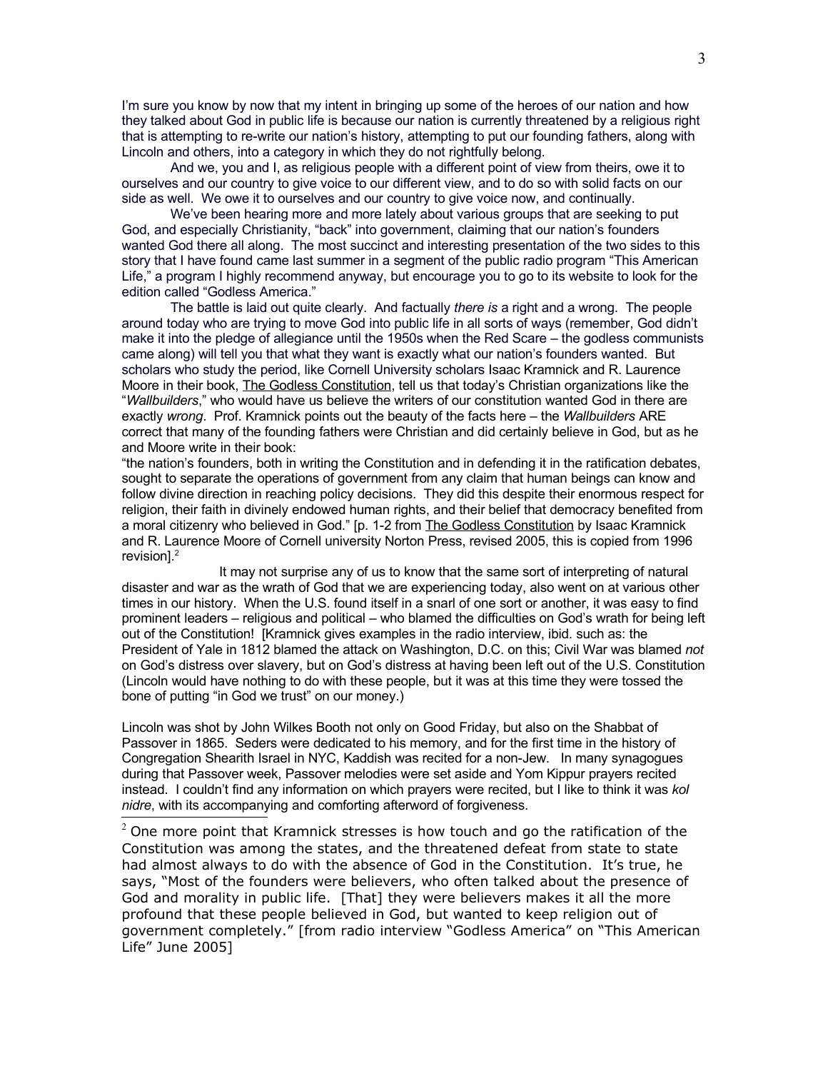I'm sure you know by now that my intent in bringing up some of the heroes of our nation and how they talked about God in public life is because our nation is currently threatened by a religious right that is attempting to re-write our nation's history, attempting to put our founding fathers, along with Lincoln and others, into a category in which they do not rightfully belong.

And we, you and I, as religious people with a different point of view from theirs, owe it to ourselves and our country to give voice to our different view, and to do so with solid facts on our side as well. We owe it to ourselves and our country to give voice now, and continually.

We've been hearing more and more lately about various groups that are seeking to put God, and especially Christianity, "back" into government, claiming that our nation's founders wanted God there all along. The most succinct and interesting presentation of the two sides to this story that I have found came last summer in a segment of the public radio program "This American Life," a program I highly recommend anyway, but encourage you to go to its website to look for the edition called "Godless America."

The battle is laid out quite clearly. And factually *there is* a right and a wrong. The people around today who are trying to move God into public life in all sorts of ways (remember, God didn't make it into the pledge of allegiance until the 1950s when the Red Scare – the godless communists came along) will tell you that what they want is exactly what our nation's founders wanted. But scholars who study the period, like Cornell University scholars Isaac Kramnick and R. Laurence Moore in their book, The Godless Constitution, tell us that today's Christian organizations like the "*Wallbuilders*," who would have us believe the writers of our constitution wanted God in there are exactly *wrong*. Prof. Kramnick points out the beauty of the facts here – the *Wallbuilders* ARE correct that many of the founding fathers were Christian and did certainly believe in God, but as he and Moore write in their book:

"the nation's founders, both in writing the Constitution and in defending it in the ratification debates, sought to separate the operations of government from any claim that human beings can know and follow divine direction in reaching policy decisions. They did this despite their enormous respect for religion, their faith in divinely endowed human rights, and their belief that democracy benefited from a moral citizenry who believed in God." [p. 1-2 from The Godless Constitution by Isaac Kramnick and R. Laurence Moore of Cornell university Norton Press, revised 2005, this is copied from 1996 revision].[2]

It may not surprise any of us to know that the same sort of interpreting of natural disaster and war as the wrath of God that we are experiencing today, also went on at various other times in our history. When the U.S. found itself in a snarl of one sort or another, it was easy to find prominent leaders – religious and political – who blamed the difficulties on God's wrath for being left out of the Constitution! [Kramnick gives examples in the radio interview, ibid. such as: the President of Yale in 1812 blamed the attack on Washington, D.C. on this; Civil War was blamed *not* on God's distress over slavery, but on God's distress at having been left out of the U.S. Constitution (Lincoln would have nothing to do with these people, but it was at this time they were tossed the bone of putting "in God we trust" on our money.)

Lincoln was shot by John Wilkes Booth not only on Good Friday, but also on the Shabbat of Passover in 1865. Seders were dedicated to his memory, and for the first time in the history of Congregation Shearith Israel in NYC, Kaddish was recited for a non-Jew. In many synagogues during that Passover week, Passover melodies were set aside and Yom Kippur prayers recited instead. I couldn't find any information on which prayers were recited, but I like to think it was *kol nidre*, with its accompanying and comforting afterword of forgiveness.

---

[2] One more point that Kramnick stresses is how touch and go the ratification of the Constitution was among the states, and the threatened defeat from state to state had almost always to do with the absence of God in the Constitution. It's true, he says, "Most of the founders were believers, who often talked about the presence of God and morality in public life. [That] they were believers makes it all the more profound that these people believed in God, but wanted to keep religion out of government completely." [from radio interview "Godless America" on "This American Life" June 2005]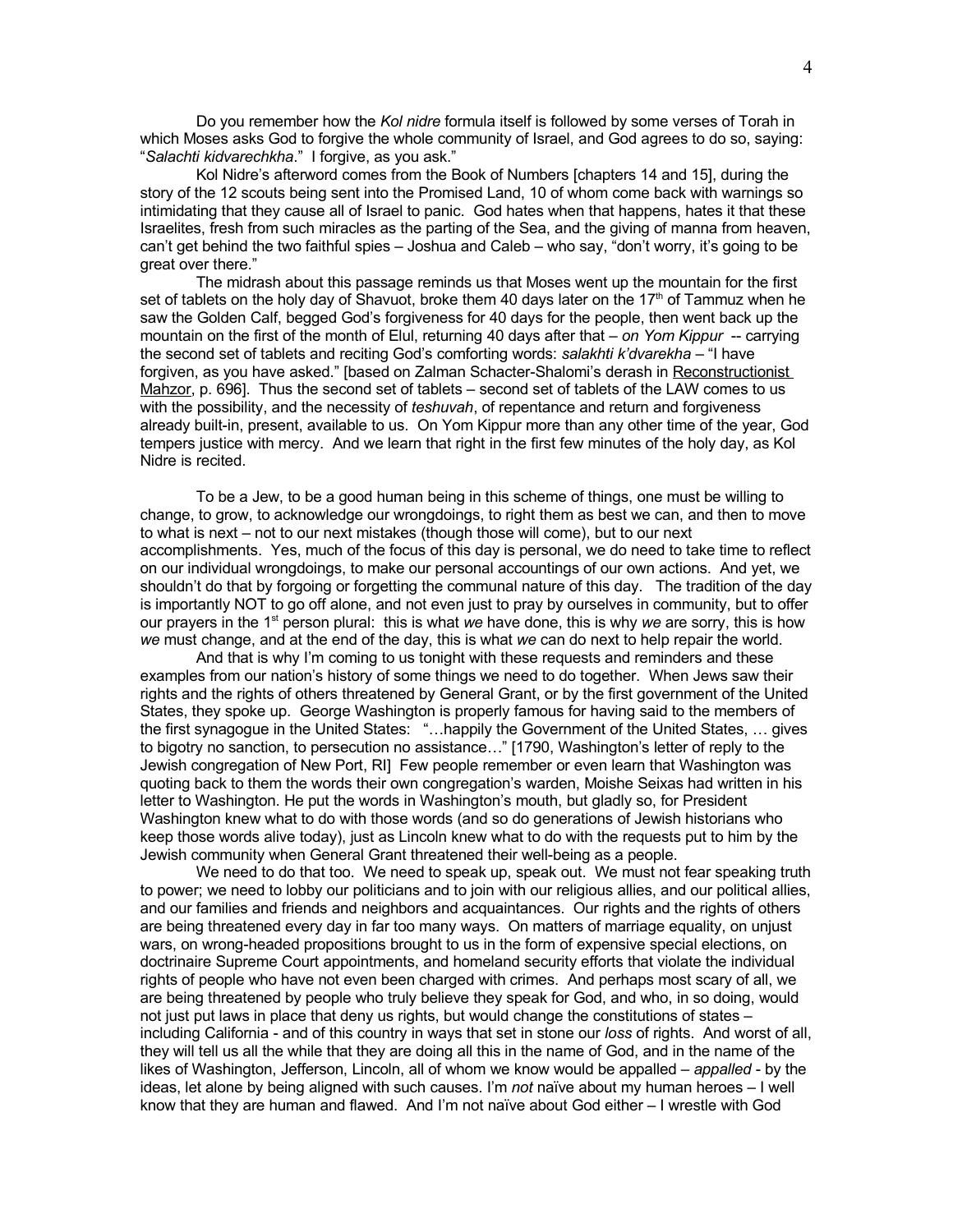Do you remember how the *Kol nidre* formula itself is followed by some verses of Torah in which Moses asks God to forgive the whole community of Israel, and God agrees to do so, saying: "*Salachti kidvarechkha*." I forgive, as you ask."

Kol Nidre's afterword comes from the Book of Numbers [chapters 14 and 15], during the story of the 12 scouts being sent into the Promised Land, 10 of whom come back with warnings so intimidating that they cause all of Israel to panic. God hates when that happens, hates it that these Israelites, fresh from such miracles as the parting of the Sea, and the giving of manna from heaven, can't get behind the two faithful spies – Joshua and Caleb – who say, "don't worry, it's going to be great over there."

The midrash about this passage reminds us that Moses went up the mountain for the first set of tablets on the holy day of Shavuot, broke them 40 days later on the 17th of Tammuz when he saw the Golden Calf, begged God's forgiveness for 40 days for the people, then went back up the mountain on the first of the month of Elul, returning 40 days after that – *on Yom Kippur* -- carrying the second set of tablets and reciting God's comforting words: *salakhti k'dvarekha* – "I have forgiven, as you have asked." [based on Zalman Schacter-Shalomi's derash in Reconstructionist Mahzor, p. 696]. Thus the second set of tablets – second set of tablets of the LAW comes to us with the possibility, and the necessity of *teshuvah*, of repentance and return and forgiveness already built-in, present, available to us. On Yom Kippur more than any other time of the year, God tempers justice with mercy. And we learn that right in the first few minutes of the holy day, as Kol Nidre is recited.

To be a Jew, to be a good human being in this scheme of things, one must be willing to change, to grow, to acknowledge our wrongdoings, to right them as best we can, and then to move to what is next – not to our next mistakes (though those will come), but to our next accomplishments. Yes, much of the focus of this day is personal, we do need to take time to reflect on our individual wrongdoings, to make our personal accountings of our own actions. And yet, we shouldn't do that by forgoing or forgetting the communal nature of this day. The tradition of the day is importantly NOT to go off alone, and not even just to pray by ourselves in community, but to offer our prayers in the 1st person plural: this is what *we* have done, this is why *we* are sorry, this is how *we* must change, and at the end of the day, this is what *we* can do next to help repair the world.

And that is why I'm coming to us tonight with these requests and reminders and these examples from our nation's history of some things we need to do together. When Jews saw their rights and the rights of others threatened by General Grant, or by the first government of the United States, they spoke up. George Washington is properly famous for having said to the members of the first synagogue in the United States: "…happily the Government of the United States, … gives to bigotry no sanction, to persecution no assistance…" [1790, Washington's letter of reply to the Jewish congregation of New Port, RI] Few people remember or even learn that Washington was quoting back to them the words their own congregation's warden, Moishe Seixas had written in his letter to Washington. He put the words in Washington's mouth, but gladly so, for President Washington knew what to do with those words (and so do generations of Jewish historians who keep those words alive today), just as Lincoln knew what to do with the requests put to him by the Jewish community when General Grant threatened their well-being as a people.

We need to do that too. We need to speak up, speak out. We must not fear speaking truth to power; we need to lobby our politicians and to join with our religious allies, and our political allies, and our families and friends and neighbors and acquaintances. Our rights and the rights of others are being threatened every day in far too many ways. On matters of marriage equality, on unjust wars, on wrong-headed propositions brought to us in the form of expensive special elections, on doctrinaire Supreme Court appointments, and homeland security efforts that violate the individual rights of people who have not even been charged with crimes. And perhaps most scary of all, we are being threatened by people who truly believe they speak for God, and who, in so doing, would not just put laws in place that deny us rights, but would change the constitutions of states – including California - and of this country in ways that set in stone our *loss* of rights. And worst of all, they will tell us all the while that they are doing all this in the name of God, and in the name of the likes of Washington, Jefferson, Lincoln, all of whom we know would be appalled – *appalled* - by the ideas, let alone by being aligned with such causes. I'm *not* naïve about my human heroes – I well know that they are human and flawed. And I'm not naïve about God either – I wrestle with God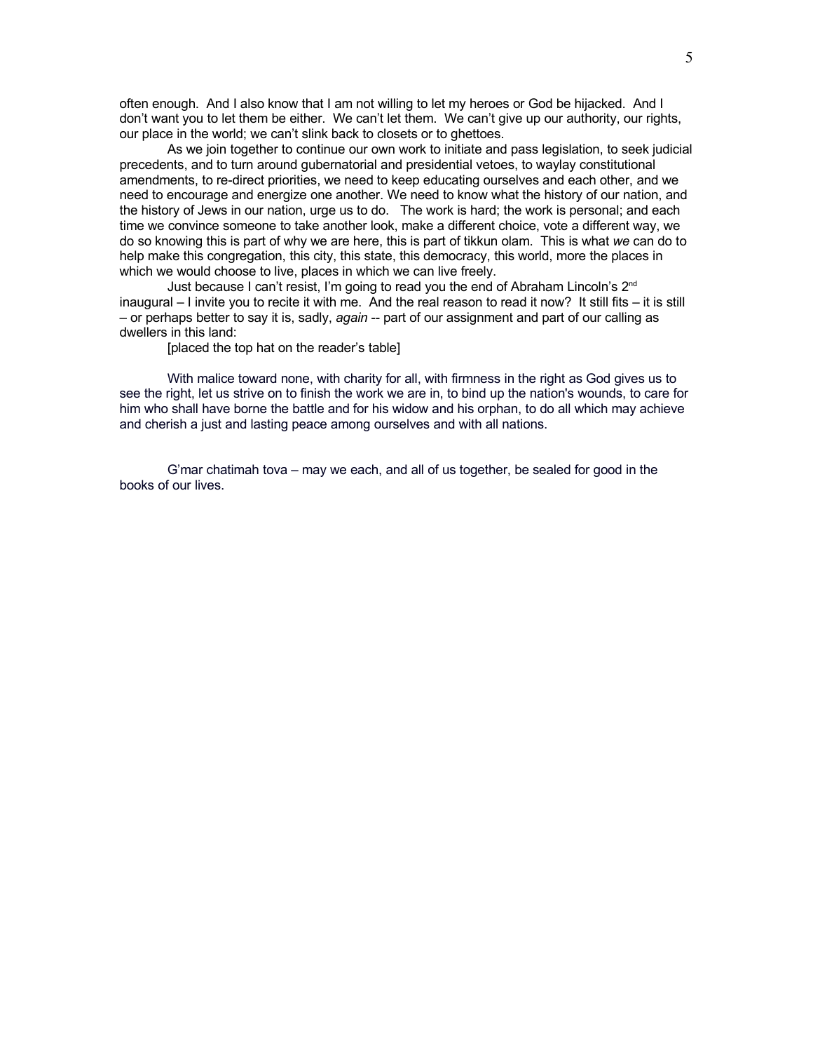often enough. And I also know that I am not willing to let my heroes or God be hijacked. And I don't want you to let them be either. We can't let them. We can't give up our authority, our rights, our place in the world; we can't slink back to closets or to ghettoes.

As we join together to continue our own work to initiate and pass legislation, to seek judicial precedents, and to turn around gubernatorial and presidential vetoes, to waylay constitutional amendments, to re-direct priorities, we need to keep educating ourselves and each other, and we need to encourage and energize one another. We need to know what the history of our nation, and the history of Jews in our nation, urge us to do. The work is hard; the work is personal; and each time we convince someone to take another look, make a different choice, vote a different way, we do so knowing this is part of why we are here, this is part of tikkun olam. This is what *we* can do to help make this congregation, this city, this state, this democracy, this world, more the places in which we would choose to live, places in which we can live freely.

Just because I can't resist, I'm going to read you the end of Abraham Lincoln's 2nd inaugural – I invite you to recite it with me. And the real reason to read it now? It still fits – it is still – or perhaps better to say it is, sadly, *again* -- part of our assignment and part of our calling as dwellers in this land:

[placed the top hat on the reader's table]

With malice toward none, with charity for all, with firmness in the right as God gives us to see the right, let us strive on to finish the work we are in, to bind up the nation's wounds, to care for him who shall have borne the battle and for his widow and his orphan, to do all which may achieve and cherish a just and lasting peace among ourselves and with all nations.

G'mar chatimah tova – may we each, and all of us together, be sealed for good in the books of our lives.